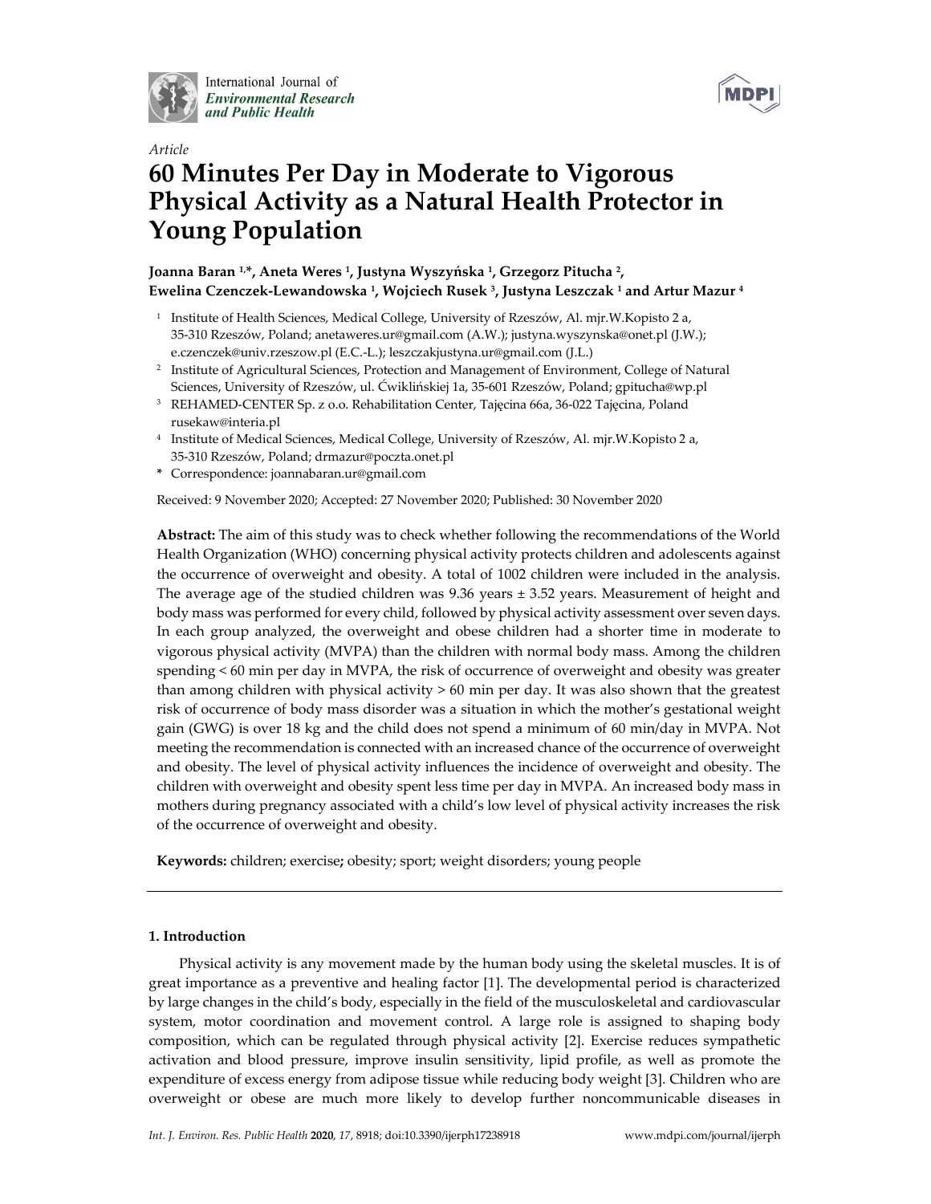International Journal of *Environmental Research and Public Health*

*Article*

# 60 Minutes Per Day in Moderate to Vigorous Physical Activity as a Natural Health Protector in Young Population

**Joanna Baran [1,*], Aneta Weres [1], Justyna Wyszyńska [1], Grzegorz Pitucha [2], Ewelina Czenczek-Lewandowska [1], Wojciech Rusek [3], Justyna Leszczak [1] and Artur Mazur [4]**

[1] Institute of Health Sciences, Medical College, University of Rzeszów, Al. mjr.W.Kopisto 2 a, 35-310 Rzeszów, Poland; anetaweres.ur@gmail.com (A.W.); justyna.wyszynska@onet.pl (J.W.); e.czenczek@univ.rzeszow.pl (E.C.-L.); leszczakjustyna.ur@gmail.com (J.L.)

[2] Institute of Agricultural Sciences, Protection and Management of Environment, College of Natural Sciences, University of Rzeszów, ul. Ćwiklińskiej 1a, 35-601 Rzeszów, Poland; gpitucha@wp.pl

[3] REHAMED-CENTER Sp. z o.o. Rehabilitation Center, Tajęcina 66a, 36-022 Tajęcina, Poland rusekaw@interia.pl

[4] Institute of Medical Sciences, Medical College, University of Rzeszów, Al. mjr.W.Kopisto 2 a, 35-310 Rzeszów, Poland; drmazur@poczta.onet.pl

* Correspondence: joannabaran.ur@gmail.com

Received: 9 November 2020; Accepted: 27 November 2020; Published: 30 November 2020

**Abstract:** The aim of this study was to check whether following the recommendations of the World Health Organization (WHO) concerning physical activity protects children and adolescents against the occurrence of overweight and obesity. A total of 1002 children were included in the analysis. The average age of the studied children was 9.36 years ± 3.52 years. Measurement of height and body mass was performed for every child, followed by physical activity assessment over seven days. In each group analyzed, the overweight and obese children had a shorter time in moderate to vigorous physical activity (MVPA) than the children with normal body mass. Among the children spending < 60 min per day in MVPA, the risk of occurrence of overweight and obesity was greater than among children with physical activity > 60 min per day. It was also shown that the greatest risk of occurrence of body mass disorder was a situation in which the mother's gestational weight gain (GWG) is over 18 kg and the child does not spend a minimum of 60 min/day in MVPA. Not meeting the recommendation is connected with an increased chance of the occurrence of overweight and obesity. The level of physical activity influences the incidence of overweight and obesity. The children with overweight and obesity spent less time per day in MVPA. An increased body mass in mothers during pregnancy associated with a child's low level of physical activity increases the risk of the occurrence of overweight and obesity.

**Keywords:** children; exercise; obesity; sport; weight disorders; young people

---

## 1. Introduction

Physical activity is any movement made by the human body using the skeletal muscles. It is of great importance as a preventive and healing factor [1]. The developmental period is characterized by large changes in the child's body, especially in the field of the musculoskeletal and cardiovascular system, motor coordination and movement control. A large role is assigned to shaping body composition, which can be regulated through physical activity [2]. Exercise reduces sympathetic activation and blood pressure, improve insulin sensitivity, lipid profile, as well as promote the expenditure of excess energy from adipose tissue while reducing body weight [3]. Children who are overweight or obese are much more likely to develop further noncommunicable diseases in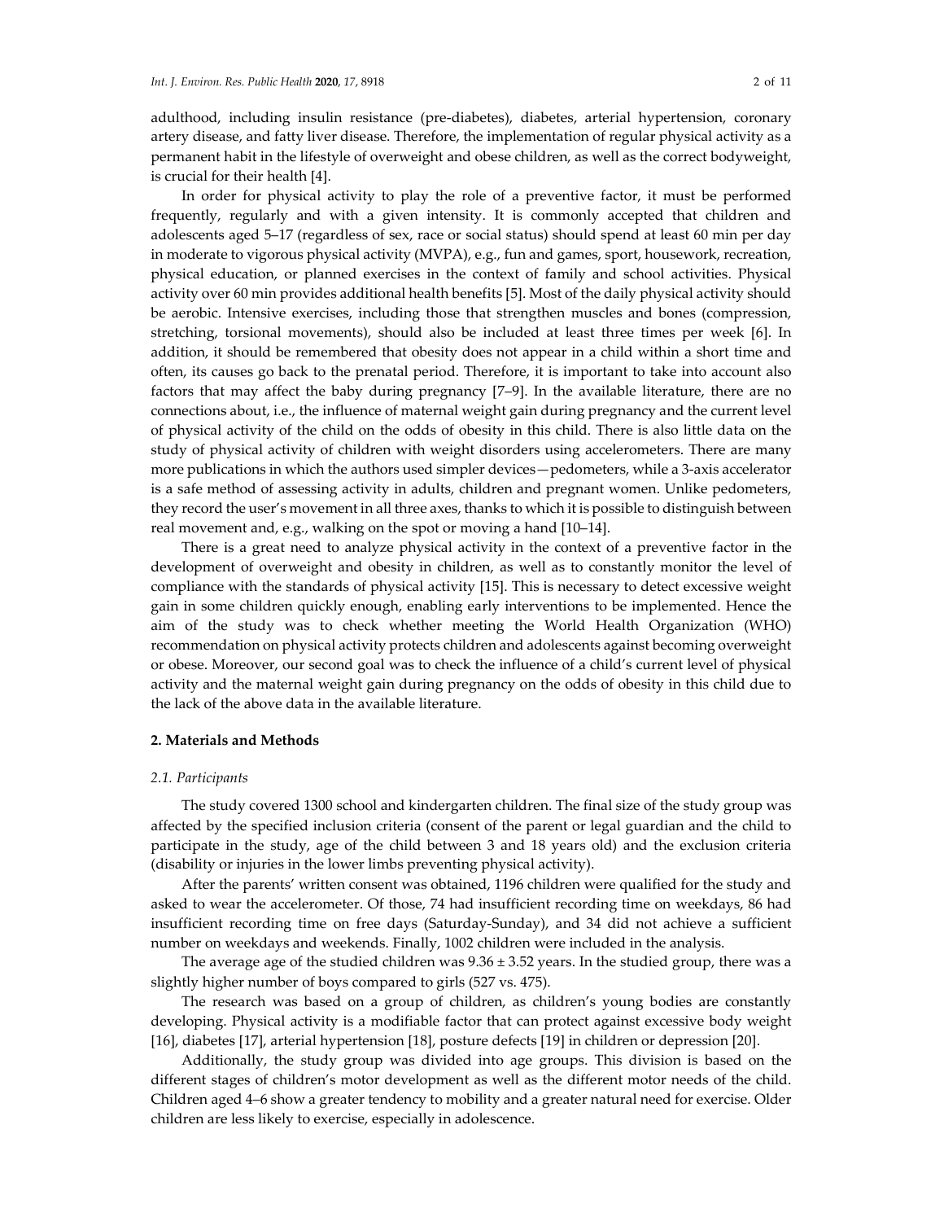adulthood, including insulin resistance (pre-diabetes), diabetes, arterial hypertension, coronary artery disease, and fatty liver disease. Therefore, the implementation of regular physical activity as a permanent habit in the lifestyle of overweight and obese children, as well as the correct bodyweight, is crucial for their health [4].

In order for physical activity to play the role of a preventive factor, it must be performed frequently, regularly and with a given intensity. It is commonly accepted that children and adolescents aged 5–17 (regardless of sex, race or social status) should spend at least 60 min per day in moderate to vigorous physical activity (MVPA), e.g., fun and games, sport, housework, recreation, physical education, or planned exercises in the context of family and school activities. Physical activity over 60 min provides additional health benefits [5]. Most of the daily physical activity should be aerobic. Intensive exercises, including those that strengthen muscles and bones (compression, stretching, torsional movements), should also be included at least three times per week [6]. In addition, it should be remembered that obesity does not appear in a child within a short time and often, its causes go back to the prenatal period. Therefore, it is important to take into account also factors that may affect the baby during pregnancy [7–9]. In the available literature, there are no connections about, i.e., the influence of maternal weight gain during pregnancy and the current level of physical activity of the child on the odds of obesity in this child. There is also little data on the study of physical activity of children with weight disorders using accelerometers. There are many more publications in which the authors used simpler devices—pedometers, while a 3-axis accelerator is a safe method of assessing activity in adults, children and pregnant women. Unlike pedometers, they record the user's movement in all three axes, thanks to which it is possible to distinguish between real movement and, e.g., walking on the spot or moving a hand [10–14].

There is a great need to analyze physical activity in the context of a preventive factor in the development of overweight and obesity in children, as well as to constantly monitor the level of compliance with the standards of physical activity [15]. This is necessary to detect excessive weight gain in some children quickly enough, enabling early interventions to be implemented. Hence the aim of the study was to check whether meeting the World Health Organization (WHO) recommendation on physical activity protects children and adolescents against becoming overweight or obese. Moreover, our second goal was to check the influence of a child's current level of physical activity and the maternal weight gain during pregnancy on the odds of obesity in this child due to the lack of the above data in the available literature.

## 2. Materials and Methods

### *2.1. Participants*

The study covered 1300 school and kindergarten children. The final size of the study group was affected by the specified inclusion criteria (consent of the parent or legal guardian and the child to participate in the study, age of the child between 3 and 18 years old) and the exclusion criteria (disability or injuries in the lower limbs preventing physical activity).

After the parents' written consent was obtained, 1196 children were qualified for the study and asked to wear the accelerometer. Of those, 74 had insufficient recording time on weekdays, 86 had insufficient recording time on free days (Saturday-Sunday), and 34 did not achieve a sufficient number on weekdays and weekends. Finally, 1002 children were included in the analysis.

The average age of the studied children was $9.36 \pm 3.52$ years. In the studied group, there was a slightly higher number of boys compared to girls (527 vs. 475).

The research was based on a group of children, as children's young bodies are constantly developing. Physical activity is a modifiable factor that can protect against excessive body weight [16], diabetes [17], arterial hypertension [18], posture defects [19] in children or depression [20].

Additionally, the study group was divided into age groups. This division is based on the different stages of children's motor development as well as the different motor needs of the child. Children aged 4–6 show a greater tendency to mobility and a greater natural need for exercise. Older children are less likely to exercise, especially in adolescence.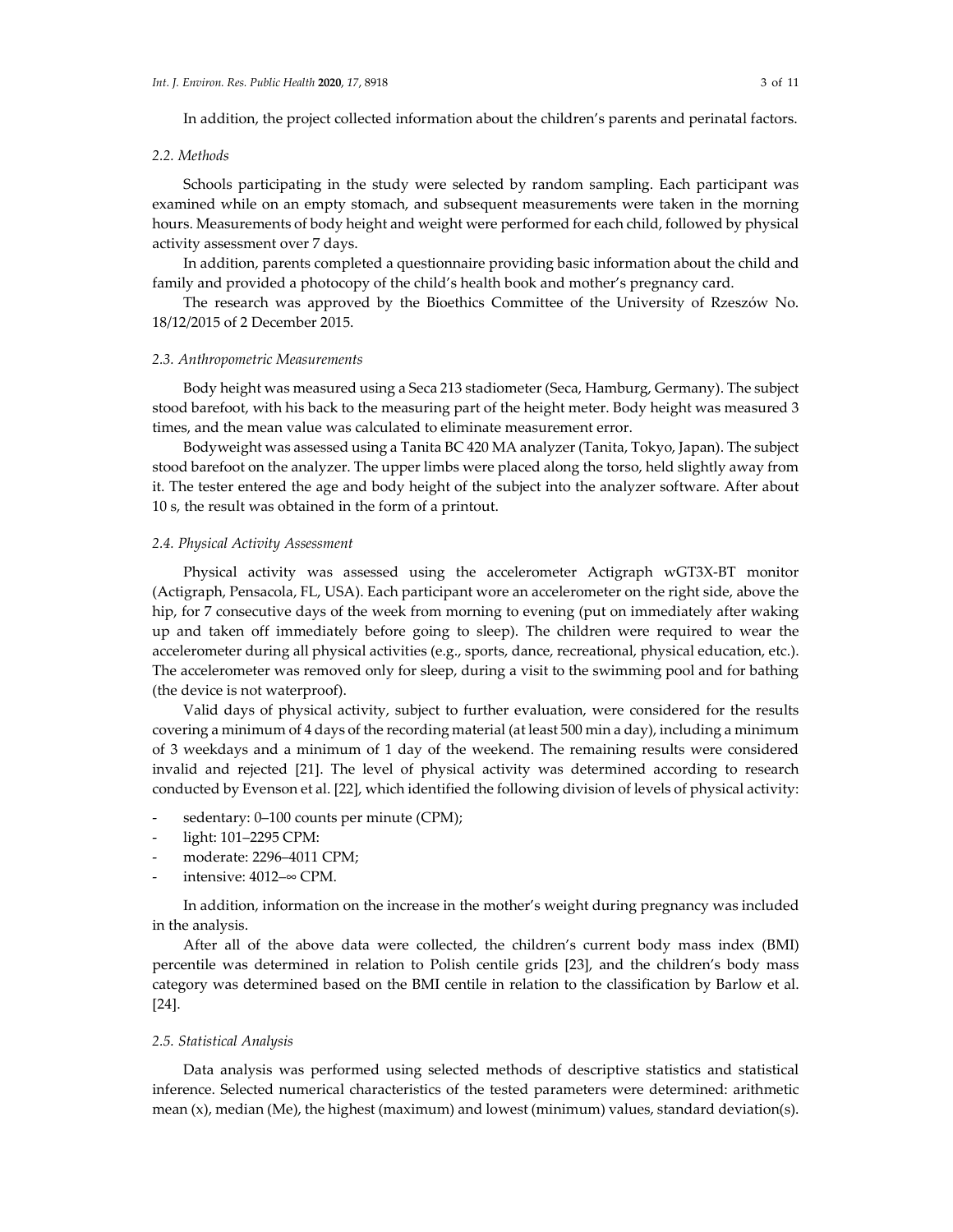In addition, the project collected information about the children's parents and perinatal factors.

### 2.2. Methods

Schools participating in the study were selected by random sampling. Each participant was examined while on an empty stomach, and subsequent measurements were taken in the morning hours. Measurements of body height and weight were performed for each child, followed by physical activity assessment over 7 days.

In addition, parents completed a questionnaire providing basic information about the child and family and provided a photocopy of the child's health book and mother's pregnancy card.

The research was approved by the Bioethics Committee of the University of Rzeszów No. 18/12/2015 of 2 December 2015.

### 2.3. Anthropometric Measurements

Body height was measured using a Seca 213 stadiometer (Seca, Hamburg, Germany). The subject stood barefoot, with his back to the measuring part of the height meter. Body height was measured 3 times, and the mean value was calculated to eliminate measurement error.

Bodyweight was assessed using a Tanita BC 420 MA analyzer (Tanita, Tokyo, Japan). The subject stood barefoot on the analyzer. The upper limbs were placed along the torso, held slightly away from it. The tester entered the age and body height of the subject into the analyzer software. After about 10 s, the result was obtained in the form of a printout.

### 2.4. Physical Activity Assessment

Physical activity was assessed using the accelerometer Actigraph wGT3X-BT monitor (Actigraph, Pensacola, FL, USA). Each participant wore an accelerometer on the right side, above the hip, for 7 consecutive days of the week from morning to evening (put on immediately after waking up and taken off immediately before going to sleep). The children were required to wear the accelerometer during all physical activities (e.g., sports, dance, recreational, physical education, etc.). The accelerometer was removed only for sleep, during a visit to the swimming pool and for bathing (the device is not waterproof).

Valid days of physical activity, subject to further evaluation, were considered for the results covering a minimum of 4 days of the recording material (at least 500 min a day), including a minimum of 3 weekdays and a minimum of 1 day of the weekend. The remaining results were considered invalid and rejected [21]. The level of physical activity was determined according to research conducted by Evenson et al. [22], which identified the following division of levels of physical activity:

- sedentary: 0–100 counts per minute (CPM);
- light: 101–2295 CPM:
- moderate: 2296–4011 CPM;
- intensive: 4012–∞ CPM.

In addition, information on the increase in the mother's weight during pregnancy was included in the analysis.

After all of the above data were collected, the children's current body mass index (BMI) percentile was determined in relation to Polish centile grids [23], and the children's body mass category was determined based on the BMI centile in relation to the classification by Barlow et al. [24].

### 2.5. Statistical Analysis

Data analysis was performed using selected methods of descriptive statistics and statistical inference. Selected numerical characteristics of the tested parameters were determined: arithmetic mean (x), median (Me), the highest (maximum) and lowest (minimum) values, standard deviation(s).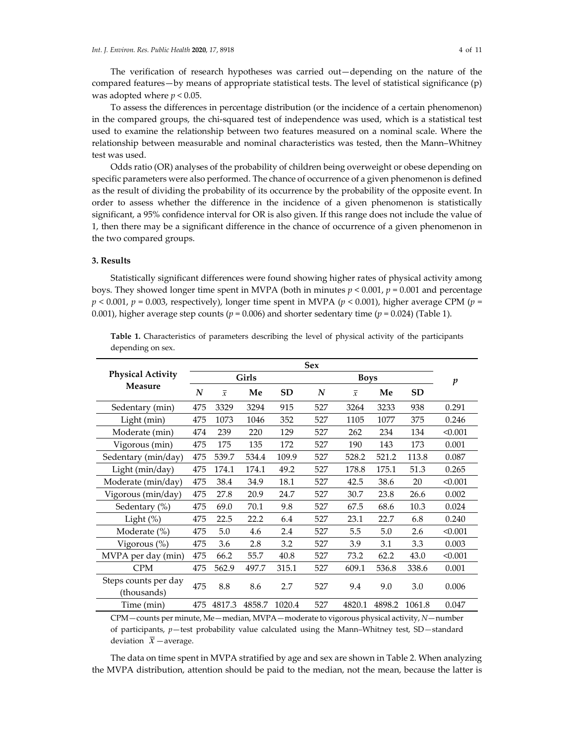The verification of research hypotheses was carried out—depending on the nature of the compared features—by means of appropriate statistical tests. The level of statistical significance (p) was adopted where $p < 0.05$.

To assess the differences in percentage distribution (or the incidence of a certain phenomenon) in the compared groups, the chi-squared test of independence was used, which is a statistical test used to examine the relationship between two features measured on a nominal scale. Where the relationship between measurable and nominal characteristics was tested, then the Mann–Whitney test was used.

Odds ratio (OR) analyses of the probability of children being overweight or obese depending on specific parameters were also performed. The chance of occurrence of a given phenomenon is defined as the result of dividing the probability of its occurrence by the probability of the opposite event. In order to assess whether the difference in the incidence of a given phenomenon is statistically significant, a 95% confidence interval for OR is also given. If this range does not include the value of 1, then there may be a significant difference in the chance of occurrence of a given phenomenon in the two compared groups.

## 3. Results

Statistically significant differences were found showing higher rates of physical activity among boys. They showed longer time spent in MVPA (both in minutes $p < 0.001$, $p = 0.001$ and percentage $p < 0.001$, $p = 0.003$, respectively), longer time spent in MVPA ($p < 0.001$), higher average CPM ($p = 0.001$), higher average step counts ($p = 0.006$) and shorter sedentary time ($p = 0.024$) (Table 1).

**Table 1.** Characteristics of parameters describing the level of physical activity of the participants depending on sex.

| Physical Activity Measure | Sex | | | | | | | | *p* |
|---|---|---|---|---|---|---|---|---|---|
| | Girls | | | | Boys | | | | |
| | *N* | $\bar{x}$ | Me | SD | *N* | $\bar{x}$ | Me | SD | |
| Sedentary (min) | 475 | 3329 | 3294 | 915 | 527 | 3264 | 3233 | 938 | 0.291 |
| Light (min) | 475 | 1073 | 1046 | 352 | 527 | 1105 | 1077 | 375 | 0.246 |
| Moderate (min) | 474 | 239 | 220 | 129 | 527 | 262 | 234 | 134 | <0.001 |
| Vigorous (min) | 475 | 175 | 135 | 172 | 527 | 190 | 143 | 173 | 0.001 |
| Sedentary (min/day) | 475 | 539.7 | 534.4 | 109.9 | 527 | 528.2 | 521.2 | 113.8 | 0.087 |
| Light (min/day) | 475 | 174.1 | 174.1 | 49.2 | 527 | 178.8 | 175.1 | 51.3 | 0.265 |
| Moderate (min/day) | 475 | 38.4 | 34.9 | 18.1 | 527 | 42.5 | 38.6 | 20 | <0.001 |
| Vigorous (min/day) | 475 | 27.8 | 20.9 | 24.7 | 527 | 30.7 | 23.8 | 26.6 | 0.002 |
| Sedentary (%) | 475 | 69.0 | 70.1 | 9.8 | 527 | 67.5 | 68.6 | 10.3 | 0.024 |
| Light (%) | 475 | 22.5 | 22.2 | 6.4 | 527 | 23.1 | 22.7 | 6.8 | 0.240 |
| Moderate (%) | 475 | 5.0 | 4.6 | 2.4 | 527 | 5.5 | 5.0 | 2.6 | <0.001 |
| Vigorous (%) | 475 | 3.6 | 2.8 | 3.2 | 527 | 3.9 | 3.1 | 3.3 | 0.003 |
| MVPA per day (min) | 475 | 66.2 | 55.7 | 40.8 | 527 | 73.2 | 62.2 | 43.0 | <0.001 |
| CPM | 475 | 562.9 | 497.7 | 315.1 | 527 | 609.1 | 536.8 | 338.6 | 0.001 |
| Steps counts per day (thousands) | 475 | 8.8 | 8.6 | 2.7 | 527 | 9.4 | 9.0 | 3.0 | 0.006 |
| Time (min) | 475 | 4817.3 | 4858.7 | 1020.4 | 527 | 4820.1 | 4898.2 | 1061.8 | 0.047 |

CPM—counts per minute, Me—median, MVPA—moderate to vigorous physical activity, *N*—number of participants, *p*—test probability value calculated using the Mann–Whitney test, SD—standard deviation $\bar{x}$ —average.

The data on time spent in MVPA stratified by age and sex are shown in Table 2. When analyzing the MVPA distribution, attention should be paid to the median, not the mean, because the latter is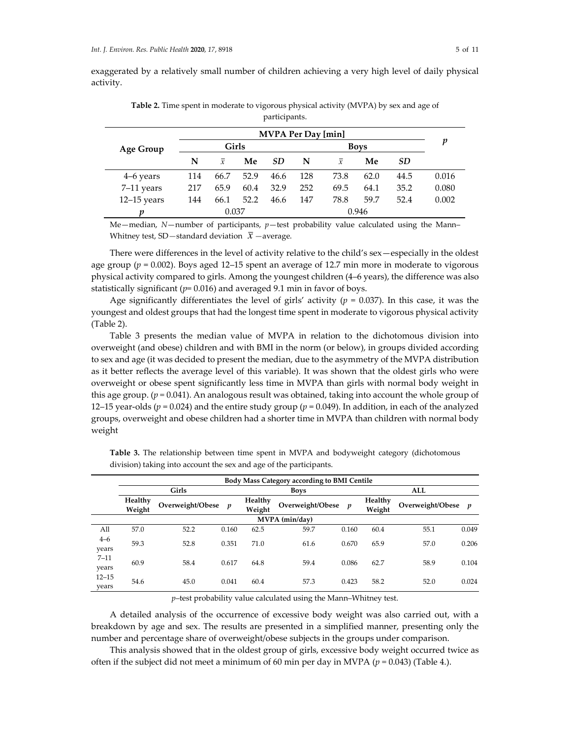exaggerated by a relatively small number of children achieving a very high level of daily physical activity.

**Table 2.** Time spent in moderate to vigorous physical activity (MVPA) by sex and age of participants.

| Age Group | MVPA Per Day [min] | | | | | | | | *p* |
|---|---|---|---|---|---|---|---|---|---|
| | Girls | | | | Boys | | | | |
| | N | $\bar{x}$ | Me | *SD* | N | $\bar{x}$ | Me | *SD* | |
| 4–6 years | 114 | 66.7 | 52.9 | 46.6 | 128 | 73.8 | 62.0 | 44.5 | 0.016 |
| 7–11 years | 217 | 65.9 | 60.4 | 32.9 | 252 | 69.5 | 64.1 | 35.2 | 0.080 |
| 12–15 years | 144 | 66.1 | 52.2 | 46.6 | 147 | 78.8 | 59.7 | 52.4 | 0.002 |
| *p* | 0.037 | | | | 0.946 | | | | |

Me—median, *N*—number of participants, *p*—test probability value calculated using the Mann–Whitney test, SD—standard deviation $\overline{x}$ —average.

There were differences in the level of activity relative to the child's sex—especially in the oldest age group ($p = 0.002$). Boys aged 12–15 spent an average of 12.7 min more in moderate to vigorous physical activity compared to girls. Among the youngest children (4–6 years), the difference was also statistically significant ($p = 0.016$) and averaged 9.1 min in favor of boys.

Age significantly differentiates the level of girls' activity ($p = 0.037$). In this case, it was the youngest and oldest groups that had the longest time spent in moderate to vigorous physical activity (Table 2).

Table 3 presents the median value of MVPA in relation to the dichotomous division into overweight (and obese) children and with BMI in the norm (or below), in groups divided according to sex and age (it was decided to present the median, due to the asymmetry of the MVPA distribution as it better reflects the average level of this variable). It was shown that the oldest girls who were overweight or obese spent significantly less time in MVPA than girls with normal body weight in this age group. ($p = 0.041$). An analogous result was obtained, taking into account the whole group of 12–15 year-olds ($p = 0.024$) and the entire study group ($p = 0.049$). In addition, in each of the analyzed groups, overweight and obese children had a shorter time in MVPA than children with normal body weight

**Table 3.** The relationship between time spent in MVPA and bodyweight category (dichotomous division) taking into account the sex and age of the participants.

| | Body Mass Category according to BMI Centile | | | | | | | | |
|---|---|---|---|---|---|---|---|---|---|
| | Girls | | | Boys | | | ALL | | |
| | Healthy Weight | Overweight/Obese | *p* | Healthy Weight | Overweight/Obese | *p* | Healthy Weight | Overweight/Obese | *p* |
| | MVPA (min/day) | | | | | | | | |
| All | 57.0 | 52.2 | 0.160 | 62.5 | 59.7 | 0.160 | 60.4 | 55.1 | 0.049 |
| 4–6 years | 59.3 | 52.8 | 0.351 | 71.0 | 61.6 | 0.670 | 65.9 | 57.0 | 0.206 |
| 7–11 years | 60.9 | 58.4 | 0.617 | 64.8 | 59.4 | 0.086 | 62.7 | 58.9 | 0.104 |
| 12–15 years | 54.6 | 45.0 | 0.041 | 60.4 | 57.3 | 0.423 | 58.2 | 52.0 | 0.024 |

*p*–test probability value calculated using the Mann–Whitney test.

A detailed analysis of the occurrence of excessive body weight was also carried out, with a breakdown by age and sex. The results are presented in a simplified manner, presenting only the number and percentage share of overweight/obese subjects in the groups under comparison.

This analysis showed that in the oldest group of girls, excessive body weight occurred twice as often if the subject did not meet a minimum of 60 min per day in MVPA ($p = 0.043$) (Table 4.).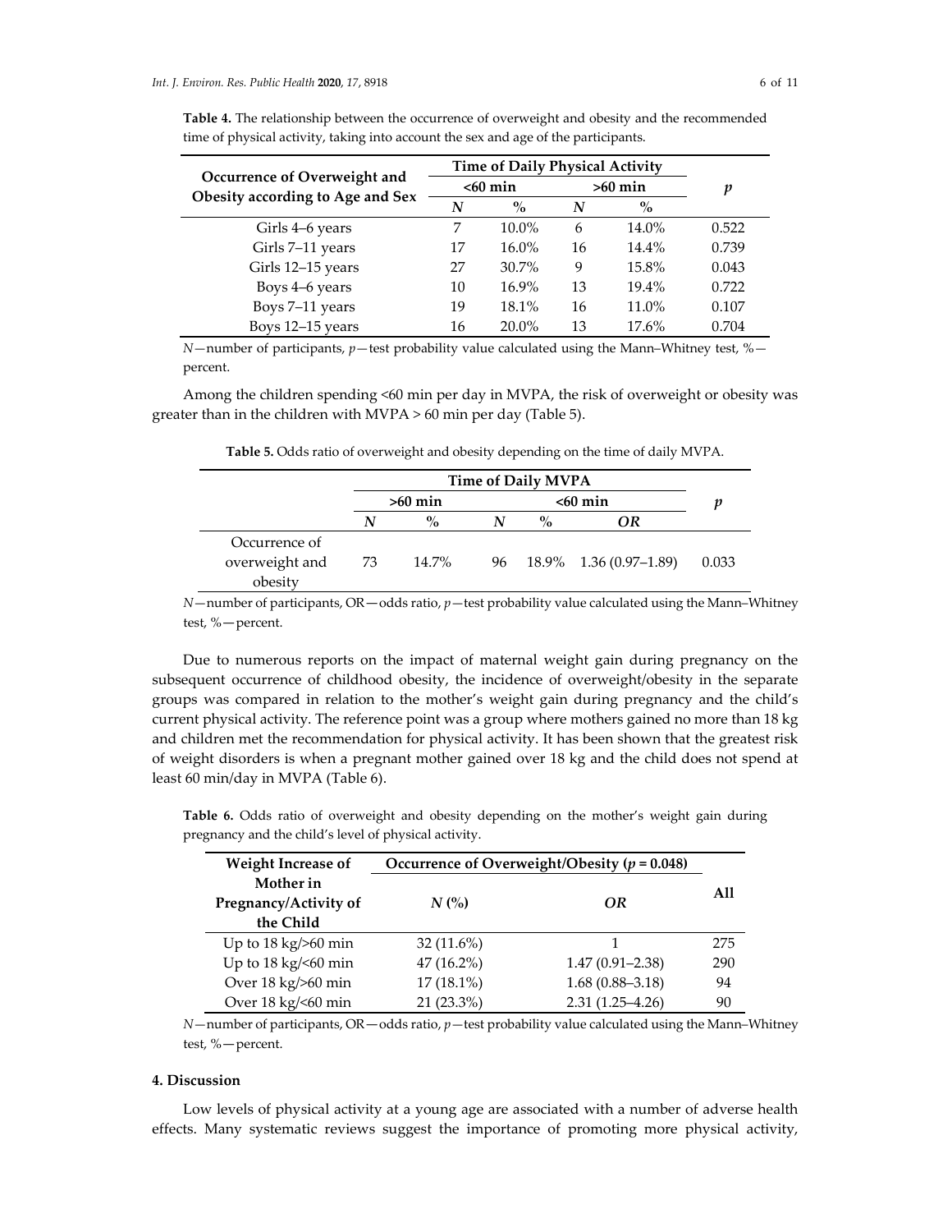**Table 4.** The relationship between the occurrence of overweight and obesity and the recommended time of physical activity, taking into account the sex and age of the participants.

| Occurrence of Overweight and Obesity according to Age and Sex | Time of Daily Physical Activity | | | | *p* |
|---|---|---|---|---|---|
| | <60 min | | >60 min | | |
| | *N* | % | *N* | % | |
| Girls 4–6 years | 7 | 10.0% | 6 | 14.0% | 0.522 |
| Girls 7–11 years | 17 | 16.0% | 16 | 14.4% | 0.739 |
| Girls 12–15 years | 27 | 30.7% | 9 | 15.8% | 0.043 |
| Boys 4–6 years | 10 | 16.9% | 13 | 19.4% | 0.722 |
| Boys 7–11 years | 19 | 18.1% | 16 | 11.0% | 0.107 |
| Boys 12–15 years | 16 | 20.0% | 13 | 17.6% | 0.704 |

*N*—number of participants, *p*—test probability value calculated using the Mann–Whitney test, %—percent.

Among the children spending <60 min per day in MVPA, the risk of overweight or obesity was greater than in the children with MVPA > 60 min per day (Table 5).

**Table 5.** Odds ratio of overweight and obesity depending on the time of daily MVPA.

| | Time of Daily MVPA | | | | | *p* |
|---|---|---|---|---|---|---|
| | >60 min | | <60 min | | | |
| | *N* | % | *N* | % | *OR* | |
| Occurrence of overweight and obesity | 73 | 14.7% | 96 | 18.9% | 1.36 (0.97–1.89) | 0.033 |

*N*—number of participants, OR—odds ratio, *p*—test probability value calculated using the Mann–Whitney test, %—percent.

Due to numerous reports on the impact of maternal weight gain during pregnancy on the subsequent occurrence of childhood obesity, the incidence of overweight/obesity in the separate groups was compared in relation to the mother's weight gain during pregnancy and the child's current physical activity. The reference point was a group where mothers gained no more than 18 kg and children met the recommendation for physical activity. It has been shown that the greatest risk of weight disorders is when a pregnant mother gained over 18 kg and the child does not spend at least 60 min/day in MVPA (Table 6).

**Table 6.** Odds ratio of overweight and obesity depending on the mother's weight gain during pregnancy and the child's level of physical activity.

| Weight Increase of Mother in Pregnancy/Activity of the Child | Occurrence of Overweight/Obesity ($p = 0.048$) | | All |
|---|---|---|---|
| | *N* (%) | *OR* | |
| Up to 18 kg/>60 min | 32 (11.6%) | 1 | 275 |
| Up to 18 kg/<60 min | 47 (16.2%) | 1.47 (0.91–2.38) | 290 |
| Over 18 kg/>60 min | 17 (18.1%) | 1.68 (0.88–3.18) | 94 |
| Over 18 kg/<60 min | 21 (23.3%) | 2.31 (1.25–4.26) | 90 |

*N*—number of participants, OR—odds ratio, *p*—test probability value calculated using the Mann–Whitney test, %—percent.

## 4. Discussion

Low levels of physical activity at a young age are associated with a number of adverse health effects. Many systematic reviews suggest the importance of promoting more physical activity,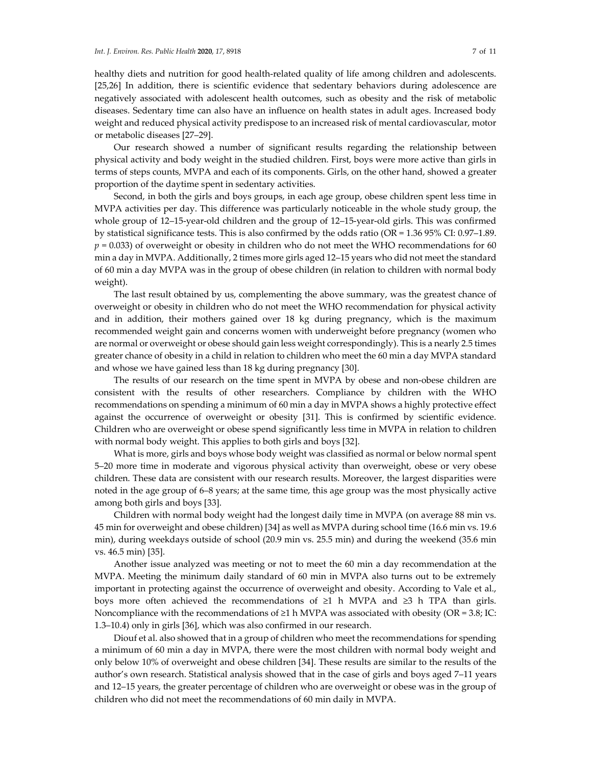healthy diets and nutrition for good health-related quality of life among children and adolescents. [25,26] In addition, there is scientific evidence that sedentary behaviors during adolescence are negatively associated with adolescent health outcomes, such as obesity and the risk of metabolic diseases. Sedentary time can also have an influence on health states in adult ages. Increased body weight and reduced physical activity predispose to an increased risk of mental cardiovascular, motor or metabolic diseases [27–29].

Our research showed a number of significant results regarding the relationship between physical activity and body weight in the studied children. First, boys were more active than girls in terms of steps counts, MVPA and each of its components. Girls, on the other hand, showed a greater proportion of the daytime spent in sedentary activities.

Second, in both the girls and boys groups, in each age group, obese children spent less time in MVPA activities per day. This difference was particularly noticeable in the whole study group, the whole group of 12–15-year-old children and the group of 12–15-year-old girls. This was confirmed by statistical significance tests. This is also confirmed by the odds ratio (OR = 1.36 95% CI: 0.97–1.89. $p = 0.033$) of overweight or obesity in children who do not meet the WHO recommendations for 60 min a day in MVPA. Additionally, 2 times more girls aged 12–15 years who did not meet the standard of 60 min a day MVPA was in the group of obese children (in relation to children with normal body weight).

The last result obtained by us, complementing the above summary, was the greatest chance of overweight or obesity in children who do not meet the WHO recommendation for physical activity and in addition, their mothers gained over 18 kg during pregnancy, which is the maximum recommended weight gain and concerns women with underweight before pregnancy (women who are normal or overweight or obese should gain less weight correspondingly). This is a nearly 2.5 times greater chance of obesity in a child in relation to children who meet the 60 min a day MVPA standard and whose we have gained less than 18 kg during pregnancy [30].

The results of our research on the time spent in MVPA by obese and non-obese children are consistent with the results of other researchers. Compliance by children with the WHO recommendations on spending a minimum of 60 min a day in MVPA shows a highly protective effect against the occurrence of overweight or obesity [31]. This is confirmed by scientific evidence. Children who are overweight or obese spend significantly less time in MVPA in relation to children with normal body weight. This applies to both girls and boys [32].

What is more, girls and boys whose body weight was classified as normal or below normal spent 5–20 more time in moderate and vigorous physical activity than overweight, obese or very obese children. These data are consistent with our research results. Moreover, the largest disparities were noted in the age group of 6–8 years; at the same time, this age group was the most physically active among both girls and boys [33].

Children with normal body weight had the longest daily time in MVPA (on average 88 min vs. 45 min for overweight and obese children) [34] as well as MVPA during school time (16.6 min vs. 19.6 min), during weekdays outside of school (20.9 min vs. 25.5 min) and during the weekend (35.6 min vs. 46.5 min) [35].

Another issue analyzed was meeting or not to meet the 60 min a day recommendation at the MVPA. Meeting the minimum daily standard of 60 min in MVPA also turns out to be extremely important in protecting against the occurrence of overweight and obesity. According to Vale et al., boys more often achieved the recommendations of ≥1 h MVPA and ≥3 h TPA than girls. Noncompliance with the recommendations of ≥1 h MVPA was associated with obesity (OR = 3.8; IC: 1.3–10.4) only in girls [36], which was also confirmed in our research.

Diouf et al. also showed that in a group of children who meet the recommendations for spending a minimum of 60 min a day in MVPA, there were the most children with normal body weight and only below 10% of overweight and obese children [34]. These results are similar to the results of the author's own research. Statistical analysis showed that in the case of girls and boys aged 7–11 years and 12–15 years, the greater percentage of children who are overweight or obese was in the group of children who did not meet the recommendations of 60 min daily in MVPA.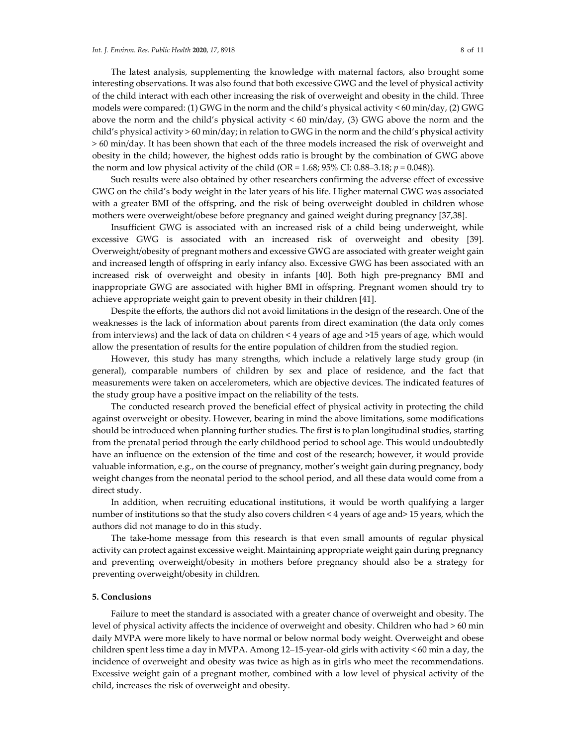The latest analysis, supplementing the knowledge with maternal factors, also brought some interesting observations. It was also found that both excessive GWG and the level of physical activity of the child interact with each other increasing the risk of overweight and obesity in the child. Three models were compared: (1) GWG in the norm and the child's physical activity < 60 min/day, (2) GWG above the norm and the child's physical activity < 60 min/day, (3) GWG above the norm and the child's physical activity > 60 min/day; in relation to GWG in the norm and the child's physical activity > 60 min/day. It has been shown that each of the three models increased the risk of overweight and obesity in the child; however, the highest odds ratio is brought by the combination of GWG above the norm and low physical activity of the child (OR = 1.68; 95% CI: 0.88–3.18; $p = 0.048$)).

Such results were also obtained by other researchers confirming the adverse effect of excessive GWG on the child's body weight in the later years of his life. Higher maternal GWG was associated with a greater BMI of the offspring, and the risk of being overweight doubled in children whose mothers were overweight/obese before pregnancy and gained weight during pregnancy [37,38].

Insufficient GWG is associated with an increased risk of a child being underweight, while excessive GWG is associated with an increased risk of overweight and obesity [39]. Overweight/obesity of pregnant mothers and excessive GWG are associated with greater weight gain and increased length of offspring in early infancy also. Excessive GWG has been associated with an increased risk of overweight and obesity in infants [40]. Both high pre-pregnancy BMI and inappropriate GWG are associated with higher BMI in offspring. Pregnant women should try to achieve appropriate weight gain to prevent obesity in their children [41].

Despite the efforts, the authors did not avoid limitations in the design of the research. One of the weaknesses is the lack of information about parents from direct examination (the data only comes from interviews) and the lack of data on children < 4 years of age and >15 years of age, which would allow the presentation of results for the entire population of children from the studied region.

However, this study has many strengths, which include a relatively large study group (in general), comparable numbers of children by sex and place of residence, and the fact that measurements were taken on accelerometers, which are objective devices. The indicated features of the study group have a positive impact on the reliability of the tests.

The conducted research proved the beneficial effect of physical activity in protecting the child against overweight or obesity. However, bearing in mind the above limitations, some modifications should be introduced when planning further studies. The first is to plan longitudinal studies, starting from the prenatal period through the early childhood period to school age. This would undoubtedly have an influence on the extension of the time and cost of the research; however, it would provide valuable information, e.g., on the course of pregnancy, mother's weight gain during pregnancy, body weight changes from the neonatal period to the school period, and all these data would come from a direct study.

In addition, when recruiting educational institutions, it would be worth qualifying a larger number of institutions so that the study also covers children < 4 years of age and> 15 years, which the authors did not manage to do in this study.

The take-home message from this research is that even small amounts of regular physical activity can protect against excessive weight. Maintaining appropriate weight gain during pregnancy and preventing overweight/obesity in mothers before pregnancy should also be a strategy for preventing overweight/obesity in children.

## 5. Conclusions

Failure to meet the standard is associated with a greater chance of overweight and obesity. The level of physical activity affects the incidence of overweight and obesity. Children who had > 60 min daily MVPA were more likely to have normal or below normal body weight. Overweight and obese children spent less time a day in MVPA. Among 12–15-year-old girls with activity < 60 min a day, the incidence of overweight and obesity was twice as high as in girls who meet the recommendations. Excessive weight gain of a pregnant mother, combined with a low level of physical activity of the child, increases the risk of overweight and obesity.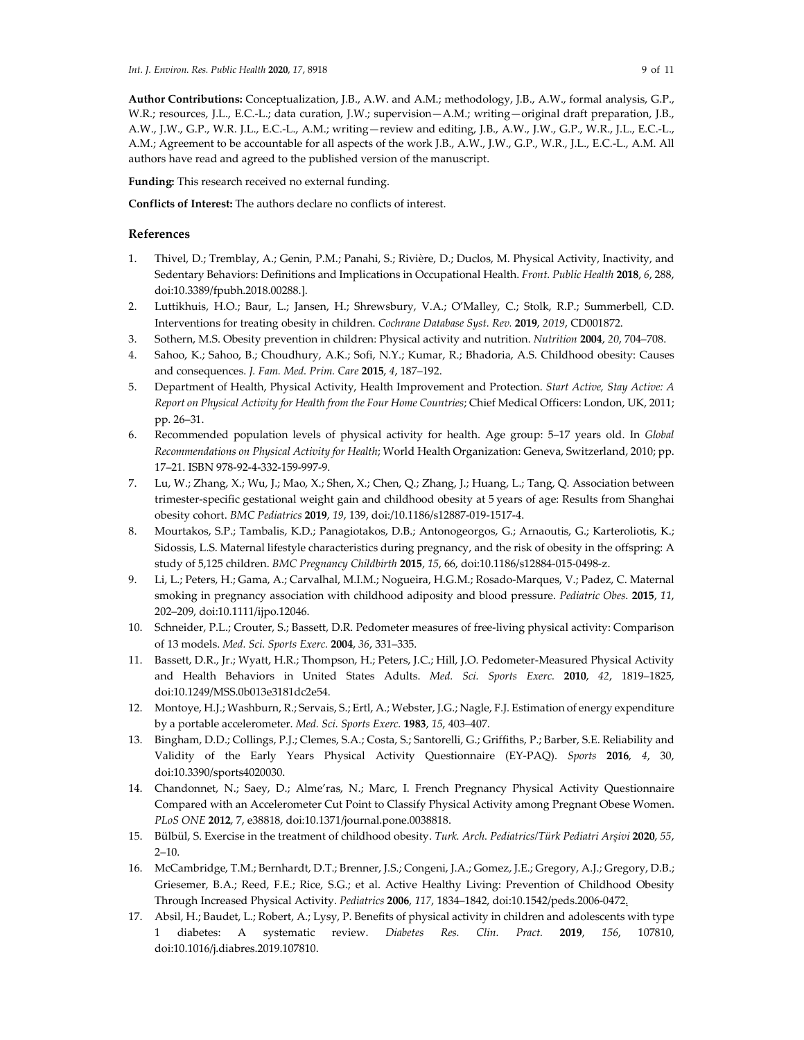**Author Contributions:** Conceptualization, J.B., A.W. and A.M.; methodology, J.B., A.W., formal analysis, G.P., W.R.; resources, J.L., E.C.-L.; data curation, J.W.; supervision—A.M.; writing—original draft preparation, J.B., A.W., J.W., G.P., W.R. J.L., E.C.-L., A.M.; writing—review and editing, J.B., A.W., J.W., G.P., W.R., J.L., E.C.-L., A.M.; Agreement to be accountable for all aspects of the work J.B., A.W., J.W., G.P., W.R., J.L., E.C.-L., A.M. All authors have read and agreed to the published version of the manuscript.

**Funding:** This research received no external funding.

**Conflicts of Interest:** The authors declare no conflicts of interest.

## References

1. Thivel, D.; Tremblay, A.; Genin, P.M.; Panahi, S.; Rivière, D.; Duclos, M. Physical Activity, Inactivity, and Sedentary Behaviors: Definitions and Implications in Occupational Health. *Front. Public Health* **2018**, *6*, 288, doi:10.3389/fpubh.2018.00288.].
2. Luttikhuis, H.O.; Baur, L.; Jansen, H.; Shrewsbury, V.A.; O'Malley, C.; Stolk, R.P.; Summerbell, C.D. Interventions for treating obesity in children. *Cochrane Database Syst. Rev.* **2019**, *2019*, CD001872.
3. Sothern, M.S. Obesity prevention in children: Physical activity and nutrition. *Nutrition* **2004**, *20*, 704–708.
4. Sahoo, K.; Sahoo, B.; Choudhury, A.K.; Sofi, N.Y.; Kumar, R.; Bhadoria, A.S. Childhood obesity: Causes and consequences. *J. Fam. Med. Prim. Care* **2015**, *4*, 187–192.
5. Department of Health, Physical Activity, Health Improvement and Protection. *Start Active, Stay Active: A Report on Physical Activity for Health from the Four Home Countries*; Chief Medical Officers: London, UK, 2011; pp. 26–31.
6. Recommended population levels of physical activity for health. Age group: 5–17 years old. In *Global Recommendations on Physical Activity for Health*; World Health Organization: Geneva, Switzerland, 2010; pp. 17–21. ISBN 978-92-4-332-159-997-9.
7. Lu, W.; Zhang, X.; Wu, J.; Mao, X.; Shen, X.; Chen, Q.; Zhang, J.; Huang, L.; Tang, Q. Association between trimester-specific gestational weight gain and childhood obesity at 5 years of age: Results from Shanghai obesity cohort. *BMC Pediatrics* **2019**, *19*, 139, doi:/10.1186/s12887-019-1517-4.
8. Mourtakos, S.P.; Tambalis, K.D.; Panagiotakos, D.B.; Antonogeorgos, G.; Arnaoutis, G.; Karteroliotis, K.; Sidossis, L.S. Maternal lifestyle characteristics during pregnancy, and the risk of obesity in the offspring: A study of 5,125 children. *BMC Pregnancy Childbirth* **2015**, *15*, 66, doi:10.1186/s12884-015-0498-z.
9. Li, L.; Peters, H.; Gama, A.; Carvalhal, M.I.M.; Nogueira, H.G.M.; Rosado-Marques, V.; Padez, C. Maternal smoking in pregnancy association with childhood adiposity and blood pressure. *Pediatric Obes.* **2015**, *11*, 202–209, doi:10.1111/ijpo.12046.
10. Schneider, P.L.; Crouter, S.; Bassett, D.R. Pedometer measures of free-living physical activity: Comparison of 13 models. *Med. Sci. Sports Exerc.* **2004**, *36*, 331–335.
11. Bassett, D.R., Jr.; Wyatt, H.R.; Thompson, H.; Peters, J.C.; Hill, J.O. Pedometer-Measured Physical Activity and Health Behaviors in United States Adults. *Med. Sci. Sports Exerc.* **2010**, *42*, 1819–1825, doi:10.1249/MSS.0b013e3181dc2e54.
12. Montoye, H.J.; Washburn, R.; Servais, S.; Ertl, A.; Webster, J.G.; Nagle, F.J. Estimation of energy expenditure by a portable accelerometer. *Med. Sci. Sports Exerc.* **1983**, *15*, 403–407.
13. Bingham, D.D.; Collings, P.J.; Clemes, S.A.; Costa, S.; Santorelli, G.; Griffiths, P.; Barber, S.E. Reliability and Validity of the Early Years Physical Activity Questionnaire (EY-PAQ). *Sports* **2016**, *4*, 30, doi:10.3390/sports4020030.
14. Chandonnet, N.; Saey, D.; Alme'ras, N.; Marc, I. French Pregnancy Physical Activity Questionnaire Compared with an Accelerometer Cut Point to Classify Physical Activity among Pregnant Obese Women. *PLoS ONE* **2012**, *7*, e38818, doi:10.1371/journal.pone.0038818.
15. Bülbül, S. Exercise in the treatment of childhood obesity. *Turk. Arch. Pediatrics/Türk Pediatri Arşivi* **2020**, *55*, 2–10.
16. McCambridge, T.M.; Bernhardt, D.T.; Brenner, J.S.; Congeni, J.A.; Gomez, J.E.; Gregory, A.J.; Gregory, D.B.; Griesemer, B.A.; Reed, F.E.; Rice, S.G.; et al. Active Healthy Living: Prevention of Childhood Obesity Through Increased Physical Activity. *Pediatrics* **2006**, *117*, 1834–1842, doi:10.1542/peds.2006-0472.
17. Absil, H.; Baudet, L.; Robert, A.; Lysy, P. Benefits of physical activity in children and adolescents with type 1 diabetes: A systematic review. *Diabetes Res. Clin. Pract.* **2019**, *156*, 107810, doi:10.1016/j.diabres.2019.107810.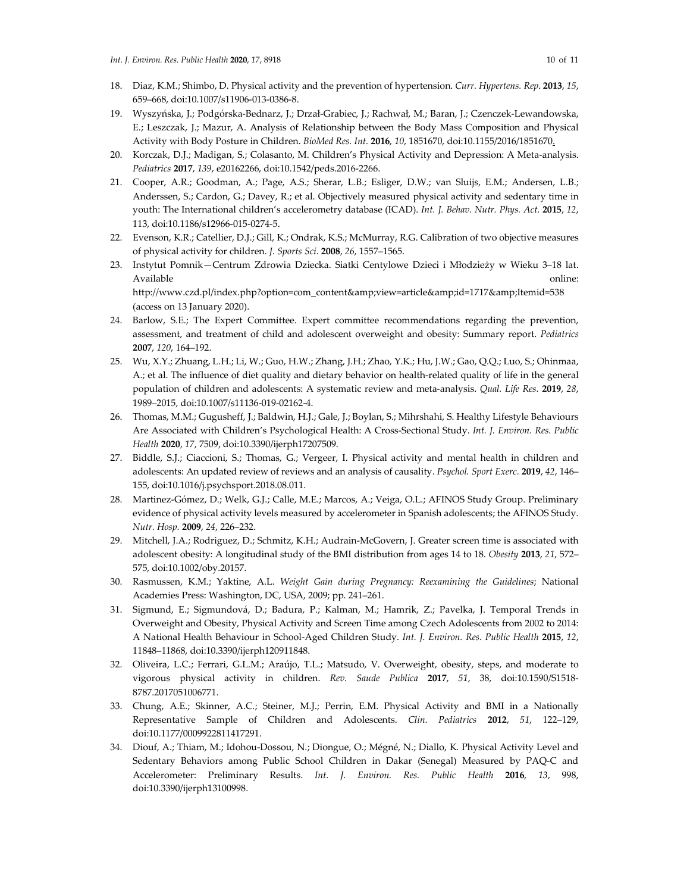18. Diaz, K.M.; Shimbo, D. Physical activity and the prevention of hypertension. *Curr. Hypertens. Rep*. **2013**, *15*, 659–668, doi:10.1007/s11906-013-0386-8.
19. Wyszyńska, J.; Podgórska-Bednarz, J.; Drzał-Grabiec, J.; Rachwał, M.; Baran, J.; Czenczek-Lewandowska, E.; Leszczak, J.; Mazur, A. Analysis of Relationship between the Body Mass Composition and Physical Activity with Body Posture in Children. *BioMed Res. Int.* **2016**, *10*, 1851670, doi:10.1155/2016/1851670.
20. Korczak, D.J.; Madigan, S.; Colasanto, M. Children's Physical Activity and Depression: A Meta-analysis. *Pediatrics* **2017**, *139*, e20162266, doi:10.1542/peds.2016-2266.
21. Cooper, A.R.; Goodman, A.; Page, A.S.; Sherar, L.B.; Esliger, D.W.; van Sluijs, E.M.; Andersen, L.B.; Anderssen, S.; Cardon, G.; Davey, R.; et al. Objectively measured physical activity and sedentary time in youth: The International children's accelerometry database (ICAD). *Int. J. Behav. Nutr. Phys. Act.* **2015**, *12*, 113, doi:10.1186/s12966-015-0274-5.
22. Evenson, K.R.; Catellier, D.J.; Gill, K.; Ondrak, K.S.; McMurray, R.G. Calibration of two objective measures of physical activity for children. *J. Sports Sci*. **2008**, *26*, 1557–1565.
23. Instytut Pomnik—Centrum Zdrowia Dziecka. Siatki Centylowe Dzieci i Młodzieży w Wieku 3–18 lat. Available online: http://www.czd.pl/index.php?option=com_content&amp;view=article&amp;id=1717&amp;Itemid=538 (access on 13 January 2020).
24. Barlow, S.E.; The Expert Committee. Expert committee recommendations regarding the prevention, assessment, and treatment of child and adolescent overweight and obesity: Summary report. *Pediatrics* **2007**, *120*, 164–192.
25. Wu, X.Y.; Zhuang, L.H.; Li, W.; Guo, H.W.; Zhang, J.H.; Zhao, Y.K.; Hu, J.W.; Gao, Q.Q.; Luo, S.; Ohinmaa, A.; et al. The influence of diet quality and dietary behavior on health-related quality of life in the general population of children and adolescents: A systematic review and meta-analysis. *Qual. Life Res.* **2019**, *28*, 1989–2015, doi:10.1007/s11136-019-02162-4.
26. Thomas, M.M.; Gugusheff, J.; Baldwin, H.J.; Gale, J.; Boylan, S.; Mihrshahi, S. Healthy Lifestyle Behaviours Are Associated with Children's Psychological Health: A Cross-Sectional Study. *Int. J. Environ. Res. Public Health* **2020**, *17*, 7509, doi:10.3390/ijerph17207509.
27. Biddle, S.J.; Ciaccioni, S.; Thomas, G.; Vergeer, I. Physical activity and mental health in children and adolescents: An updated review of reviews and an analysis of causality. *Psychol. Sport Exerc.* **2019**, *42*, 146–155, doi:10.1016/j.psychsport.2018.08.011.
28. Martinez-Gómez, D.; Welk, G.J.; Calle, M.E.; Marcos, A.; Veiga, O.L.; AFINOS Study Group. Preliminary evidence of physical activity levels measured by accelerometer in Spanish adolescents; the AFINOS Study. *Nutr. Hosp.* **2009**, *24*, 226–232.
29. Mitchell, J.A.; Rodriguez, D.; Schmitz, K.H.; Audrain-McGovern, J. Greater screen time is associated with adolescent obesity: A longitudinal study of the BMI distribution from ages 14 to 18. *Obesity* **2013**, *21*, 572–575, doi:10.1002/oby.20157.
30. Rasmussen, K.M.; Yaktine, A.L. *Weight Gain during Pregnancy: Reexamining the Guidelines*; National Academies Press: Washington, DC, USA, 2009; pp. 241–261.
31. Sigmund, E.; Sigmundová, D.; Badura, P.; Kalman, M.; Hamrik, Z.; Pavelka, J. Temporal Trends in Overweight and Obesity, Physical Activity and Screen Time among Czech Adolescents from 2002 to 2014: A National Health Behaviour in School-Aged Children Study. *Int. J. Environ. Res. Public Health* **2015**, *12*, 11848–11868, doi:10.3390/ijerph120911848.
32. Oliveira, L.C.; Ferrari, G.L.M.; Araújo, T.L.; Matsudo, V. Overweight, obesity, steps, and moderate to vigorous physical activity in children. *Rev. Saude Publica* **2017**, *51*, 38, doi:10.1590/S1518-8787.2017051006771.
33. Chung, A.E.; Skinner, A.C.; Steiner, M.J.; Perrin, E.M. Physical Activity and BMI in a Nationally Representative Sample of Children and Adolescents. *Clin. Pediatrics* **2012**, *51*, 122–129, doi:10.1177/0009922811417291.
34. Diouf, A.; Thiam, M.; Idohou-Dossou, N.; Diongue, O.; Mégné, N.; Diallo, K. Physical Activity Level and Sedentary Behaviors among Public School Children in Dakar (Senegal) Measured by PAQ-C and Accelerometer: Preliminary Results. *Int. J. Environ. Res. Public Health* **2016**, *13*, 998, doi:10.3390/ijerph13100998.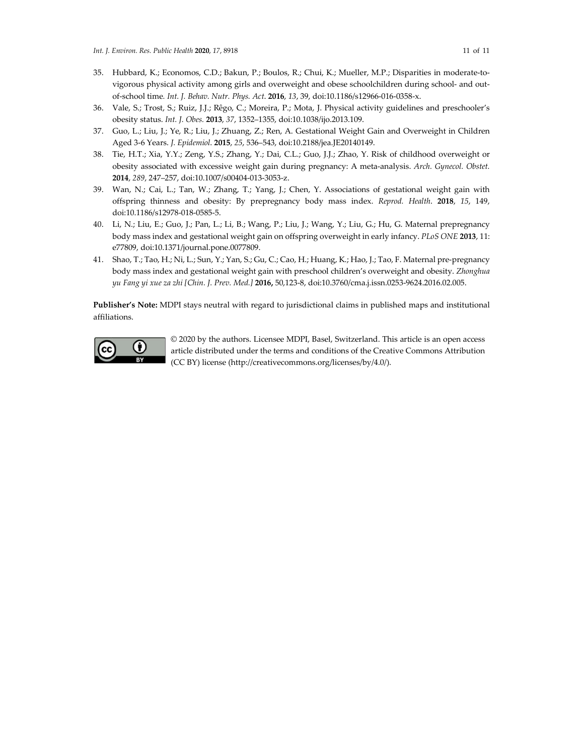35. Hubbard, K.; Economos, C.D.; Bakun, P.; Boulos, R.; Chui, K.; Mueller, M.P.; Disparities in moderate-to-vigorous physical activity among girls and overweight and obese schoolchildren during school- and out-of-school time. *Int. J. Behav. Nutr. Phys. Act.* **2016**, *13*, 39, doi:10.1186/s12966-016-0358-x.
36. Vale, S.; Trost, S.; Ruiz, J.J.; Rêgo, C.; Moreira, P.; Mota, J. Physical activity guidelines and preschooler's obesity status. *Int. J. Obes.* **2013**, *37*, 1352–1355, doi:10.1038/ijo.2013.109.
37. Guo, L.; Liu, J.; Ye, R.; Liu, J.; Zhuang, Z.; Ren, A. Gestational Weight Gain and Overweight in Children Aged 3-6 Years. *J. Epidemiol.* **2015**, *25*, 536–543, doi:10.2188/jea.JE20140149.
38. Tie, H.T.; Xia, Y.Y.; Zeng, Y.S.; Zhang, Y.; Dai, C.L.; Guo, J.J.; Zhao, Y. Risk of childhood overweight or obesity associated with excessive weight gain during pregnancy: A meta-analysis. *Arch. Gynecol. Obstet.* **2014**, *289*, 247–257, doi:10.1007/s00404-013-3053-z.
39. Wan, N.; Cai, L.; Tan, W.; Zhang, T.; Yang, J.; Chen, Y. Associations of gestational weight gain with offspring thinness and obesity: By prepregnancy body mass index. *Reprod. Health*. **2018**, *15*, 149, doi:10.1186/s12978-018-0585-5.
40. Li, N.; Liu, E.; Guo, J.; Pan, L.; Li, B.; Wang, P.; Liu, J.; Wang, Y.; Liu, G.; Hu, G. Maternal prepregnancy body mass index and gestational weight gain on offspring overweight in early infancy. *PLoS ONE* **2013**, 11: e77809, doi:10.1371/journal.pone.0077809.
41. Shao, T.; Tao, H.; Ni, L.; Sun, Y.; Yan, S.; Gu, C.; Cao, H.; Huang, K.; Hao, J.; Tao, F. Maternal pre-pregnancy body mass index and gestational weight gain with preschool children's overweight and obesity. *Zhonghua yu Fang yi xue za zhi [Chin. J. Prev. Med.]* **2016,** 50,123-8, doi:10.3760/cma.j.issn.0253-9624.2016.02.005.

**Publisher's Note:** MDPI stays neutral with regard to jurisdictional claims in published maps and institutional affiliations.

© 2020 by the authors. Licensee MDPI, Basel, Switzerland. This article is an open access article distributed under the terms and conditions of the Creative Commons Attribution (CC BY) license (http://creativecommons.org/licenses/by/4.0/).